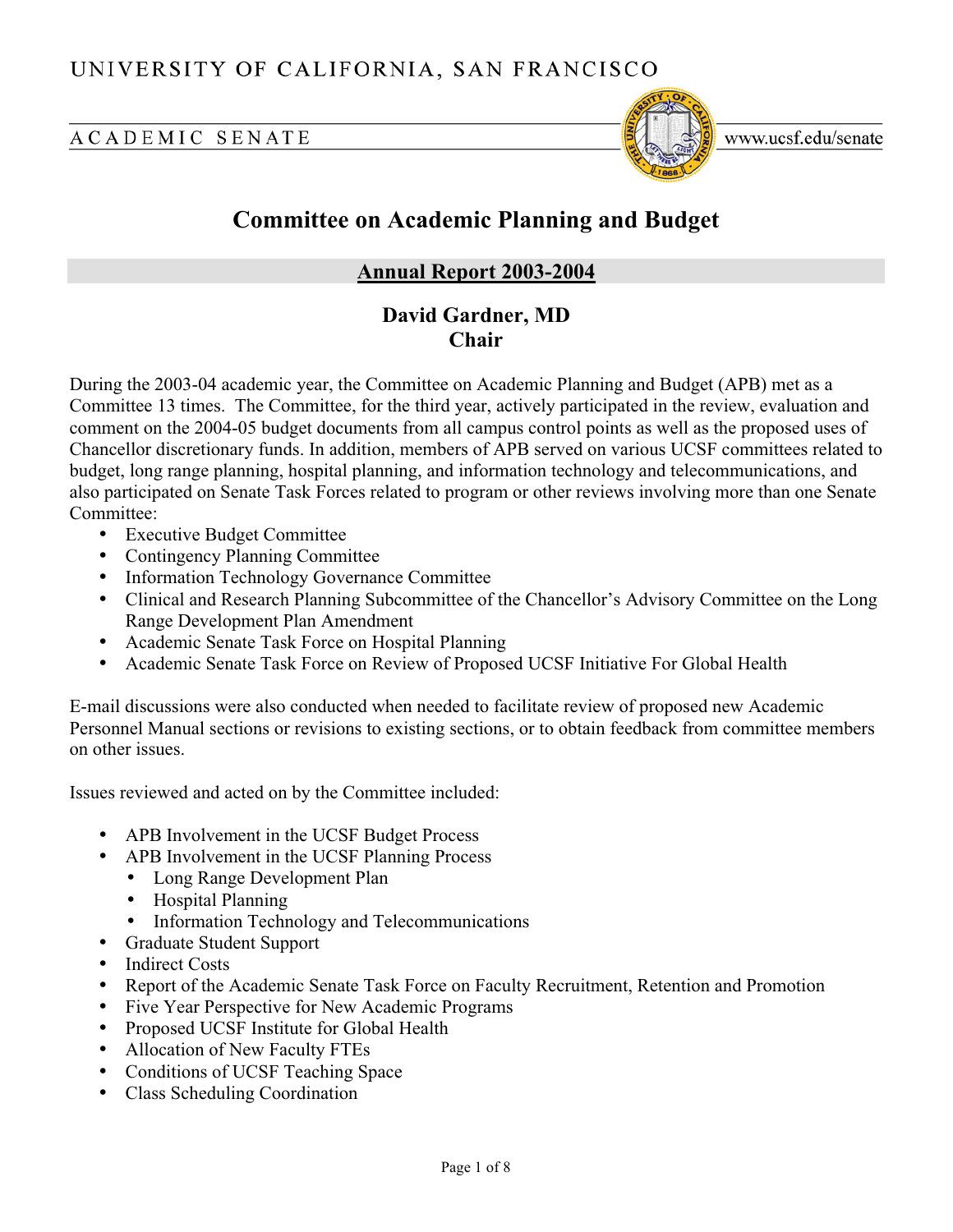UNIVERSITY OF CALIFORNIA, SAN FRANCISCO

ACADEMIC SENATE

www.ucsf.edu/senate

# Committee on Academic Planning and Budget

## Annual Report 2003-2004

### David Gardner, MD
### Chair

During the 2003-04 academic year, the Committee on Academic Planning and Budget (APB) met as a Committee 13 times. The Committee, for the third year, actively participated in the review, evaluation and comment on the 2004-05 budget documents from all campus control points as well as the proposed uses of Chancellor discretionary funds. In addition, members of APB served on various UCSF committees related to budget, long range planning, hospital planning, and information technology and telecommunications, and also participated on Senate Task Forces related to program or other reviews involving more than one Senate Committee:

- Executive Budget Committee
- Contingency Planning Committee
- Information Technology Governance Committee
- Clinical and Research Planning Subcommittee of the Chancellor's Advisory Committee on the Long Range Development Plan Amendment
- Academic Senate Task Force on Hospital Planning
- Academic Senate Task Force on Review of Proposed UCSF Initiative For Global Health

E-mail discussions were also conducted when needed to facilitate review of proposed new Academic Personnel Manual sections or revisions to existing sections, or to obtain feedback from committee members on other issues.

Issues reviewed and acted on by the Committee included:

- APB Involvement in the UCSF Budget Process
- APB Involvement in the UCSF Planning Process
  - Long Range Development Plan
  - Hospital Planning
  - Information Technology and Telecommunications
- Graduate Student Support
- Indirect Costs
- Report of the Academic Senate Task Force on Faculty Recruitment, Retention and Promotion
- Five Year Perspective for New Academic Programs
- Proposed UCSF Institute for Global Health
- Allocation of New Faculty FTEs
- Conditions of UCSF Teaching Space
- Class Scheduling Coordination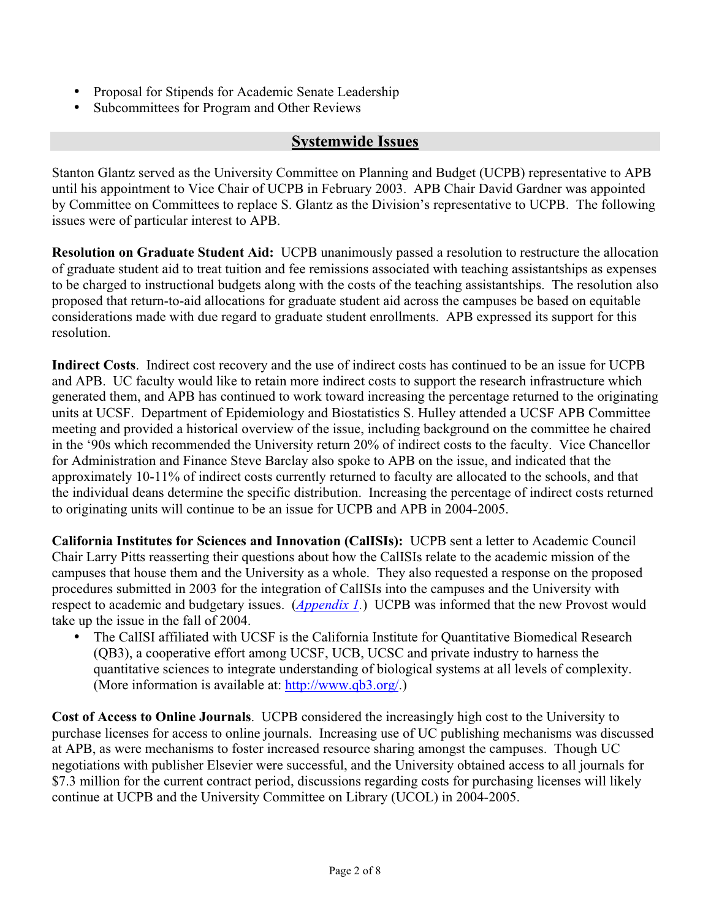- Proposal for Stipends for Academic Senate Leadership
- Subcommittees for Program and Other Reviews

## Systemwide Issues

Stanton Glantz served as the University Committee on Planning and Budget (UCPB) representative to APB until his appointment to Vice Chair of UCPB in February 2003. APB Chair David Gardner was appointed by Committee on Committees to replace S. Glantz as the Division's representative to UCPB. The following issues were of particular interest to APB.

**Resolution on Graduate Student Aid:** UCPB unanimously passed a resolution to restructure the allocation of graduate student aid to treat tuition and fee remissions associated with teaching assistantships as expenses to be charged to instructional budgets along with the costs of the teaching assistantships. The resolution also proposed that return-to-aid allocations for graduate student aid across the campuses be based on equitable considerations made with due regard to graduate student enrollments. APB expressed its support for this resolution.

**Indirect Costs**. Indirect cost recovery and the use of indirect costs has continued to be an issue for UCPB and APB. UC faculty would like to retain more indirect costs to support the research infrastructure which generated them, and APB has continued to work toward increasing the percentage returned to the originating units at UCSF. Department of Epidemiology and Biostatistics S. Hulley attended a UCSF APB Committee meeting and provided a historical overview of the issue, including background on the committee he chaired in the '90s which recommended the University return 20% of indirect costs to the faculty. Vice Chancellor for Administration and Finance Steve Barclay also spoke to APB on the issue, and indicated that the approximately 10-11% of indirect costs currently returned to faculty are allocated to the schools, and that the individual deans determine the specific distribution. Increasing the percentage of indirect costs returned to originating units will continue to be an issue for UCPB and APB in 2004-2005.

**California Institutes for Sciences and Innovation (CalISIs):** UCPB sent a letter to Academic Council Chair Larry Pitts reasserting their questions about how the CalISIs relate to the academic mission of the campuses that house them and the University as a whole. They also requested a response on the proposed procedures submitted in 2003 for the integration of CalISIs into the campuses and the University with respect to academic and budgetary issues. (*Appendix 1*.) UCPB was informed that the new Provost would take up the issue in the fall of 2004.

- The CalISI affiliated with UCSF is the California Institute for Quantitative Biomedical Research (QB3), a cooperative effort among UCSF, UCB, UCSC and private industry to harness the quantitative sciences to integrate understanding of biological systems at all levels of complexity. (More information is available at: http://www.qb3.org/.)

**Cost of Access to Online Journals**. UCPB considered the increasingly high cost to the University to purchase licenses for access to online journals. Increasing use of UC publishing mechanisms was discussed at APB, as were mechanisms to foster increased resource sharing amongst the campuses. Though UC negotiations with publisher Elsevier were successful, and the University obtained access to all journals for $7.3 million for the current contract period, discussions regarding costs for purchasing licenses will likely continue at UCPB and the University Committee on Library (UCOL) in 2004-2005.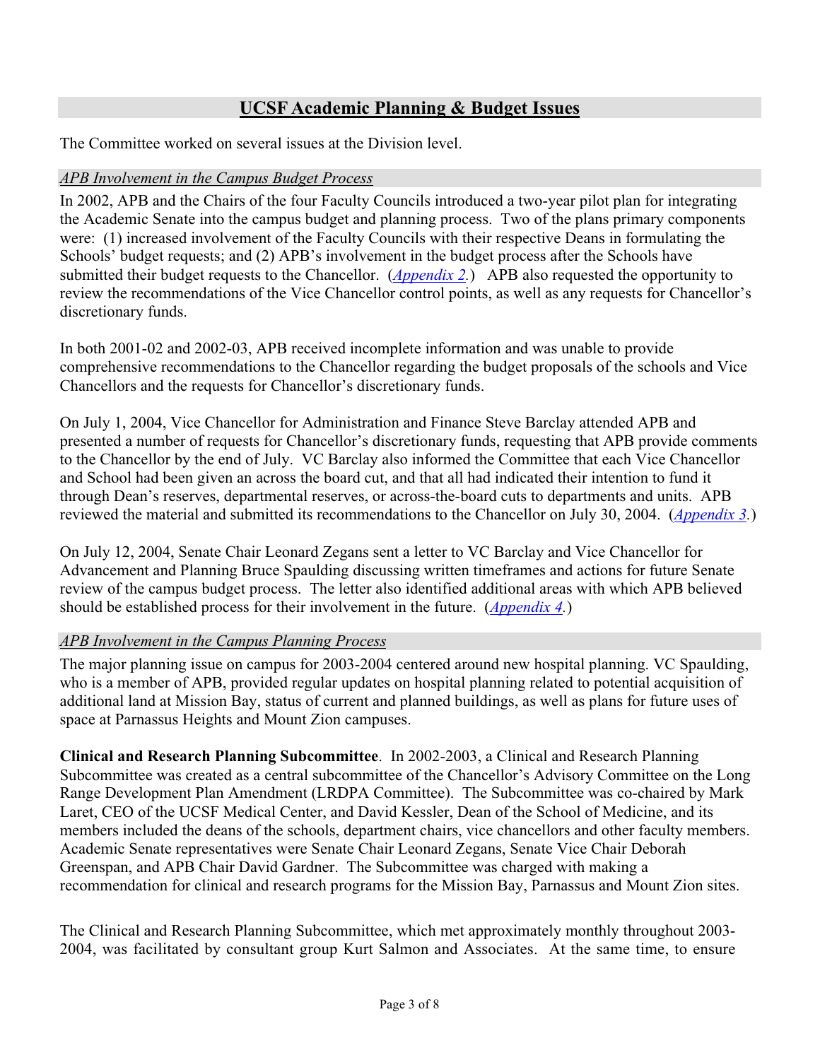## UCSF Academic Planning & Budget Issues

The Committee worked on several issues at the Division level.

### *APB Involvement in the Campus Budget Process*

In 2002, APB and the Chairs of the four Faculty Councils introduced a two-year pilot plan for integrating the Academic Senate into the campus budget and planning process. Two of the plans primary components were: (1) increased involvement of the Faculty Councils with their respective Deans in formulating the Schools' budget requests; and (2) APB's involvement in the budget process after the Schools have submitted their budget requests to the Chancellor. (*Appendix 2*.) APB also requested the opportunity to review the recommendations of the Vice Chancellor control points, as well as any requests for Chancellor's discretionary funds.

In both 2001-02 and 2002-03, APB received incomplete information and was unable to provide comprehensive recommendations to the Chancellor regarding the budget proposals of the schools and Vice Chancellors and the requests for Chancellor's discretionary funds.

On July 1, 2004, Vice Chancellor for Administration and Finance Steve Barclay attended APB and presented a number of requests for Chancellor's discretionary funds, requesting that APB provide comments to the Chancellor by the end of July. VC Barclay also informed the Committee that each Vice Chancellor and School had been given an across the board cut, and that all had indicated their intention to fund it through Dean's reserves, departmental reserves, or across-the-board cuts to departments and units. APB reviewed the material and submitted its recommendations to the Chancellor on July 30, 2004. (*Appendix 3*.)

On July 12, 2004, Senate Chair Leonard Zegans sent a letter to VC Barclay and Vice Chancellor for Advancement and Planning Bruce Spaulding discussing written timeframes and actions for future Senate review of the campus budget process. The letter also identified additional areas with which APB believed should be established process for their involvement in the future. (*Appendix 4*.)

### *APB Involvement in the Campus Planning Process*

The major planning issue on campus for 2003-2004 centered around new hospital planning. VC Spaulding, who is a member of APB, provided regular updates on hospital planning related to potential acquisition of additional land at Mission Bay, status of current and planned buildings, as well as plans for future uses of space at Parnassus Heights and Mount Zion campuses.

**Clinical and Research Planning Subcommittee**. In 2002-2003, a Clinical and Research Planning Subcommittee was created as a central subcommittee of the Chancellor's Advisory Committee on the Long Range Development Plan Amendment (LRDPA Committee). The Subcommittee was co-chaired by Mark Laret, CEO of the UCSF Medical Center, and David Kessler, Dean of the School of Medicine, and its members included the deans of the schools, department chairs, vice chancellors and other faculty members. Academic Senate representatives were Senate Chair Leonard Zegans, Senate Vice Chair Deborah Greenspan, and APB Chair David Gardner. The Subcommittee was charged with making a recommendation for clinical and research programs for the Mission Bay, Parnassus and Mount Zion sites.

The Clinical and Research Planning Subcommittee, which met approximately monthly throughout 2003-2004, was facilitated by consultant group Kurt Salmon and Associates. At the same time, to ensure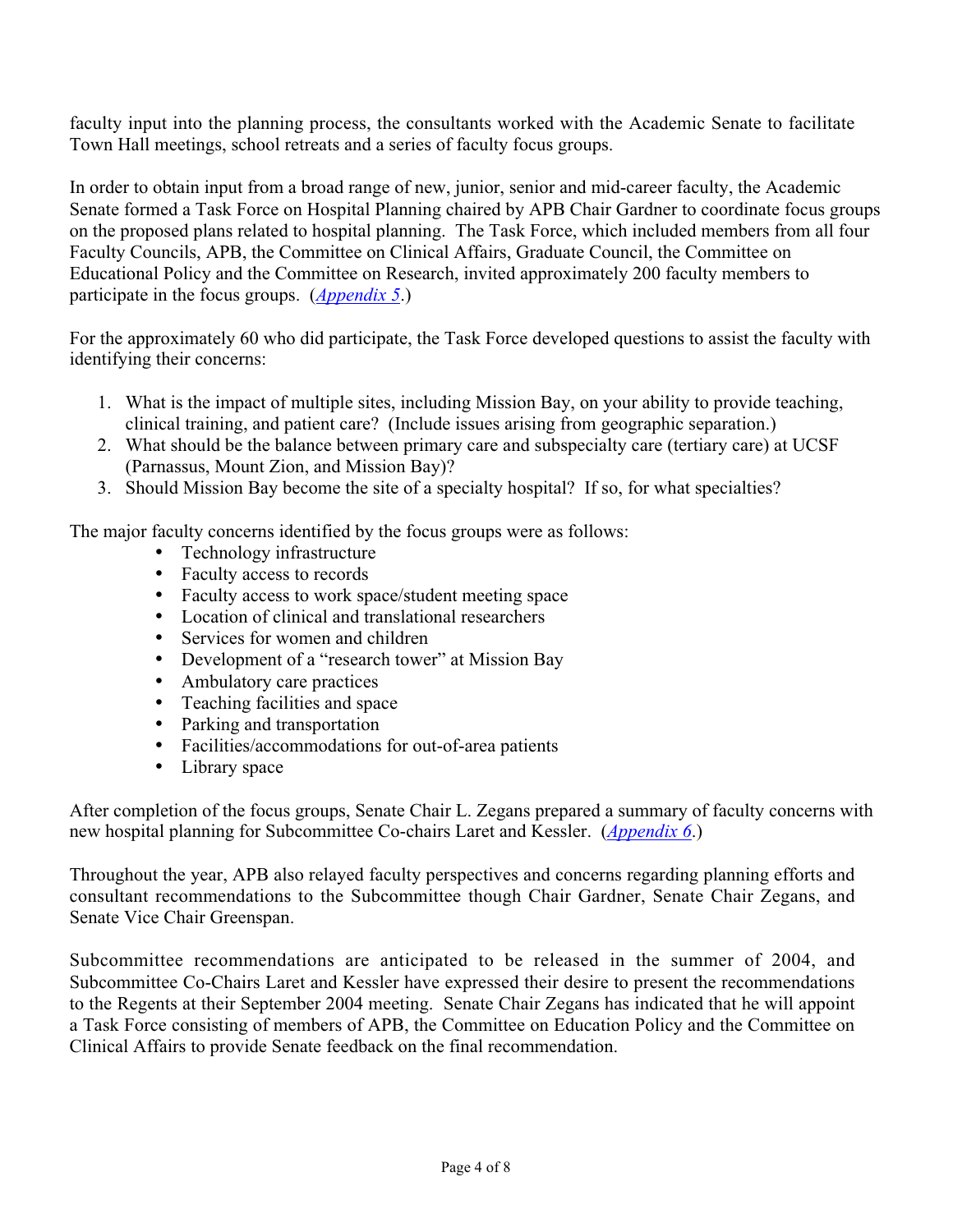faculty input into the planning process, the consultants worked with the Academic Senate to facilitate Town Hall meetings, school retreats and a series of faculty focus groups.

In order to obtain input from a broad range of new, junior, senior and mid-career faculty, the Academic Senate formed a Task Force on Hospital Planning chaired by APB Chair Gardner to coordinate focus groups on the proposed plans related to hospital planning. The Task Force, which included members from all four Faculty Councils, APB, the Committee on Clinical Affairs, Graduate Council, the Committee on Educational Policy and the Committee on Research, invited approximately 200 faculty members to participate in the focus groups. (*Appendix 5*.)

For the approximately 60 who did participate, the Task Force developed questions to assist the faculty with identifying their concerns:

1. What is the impact of multiple sites, including Mission Bay, on your ability to provide teaching, clinical training, and patient care? (Include issues arising from geographic separation.)
2. What should be the balance between primary care and subspecialty care (tertiary care) at UCSF (Parnassus, Mount Zion, and Mission Bay)?
3. Should Mission Bay become the site of a specialty hospital? If so, for what specialties?

The major faculty concerns identified by the focus groups were as follows:

- Technology infrastructure
- Faculty access to records
- Faculty access to work space/student meeting space
- Location of clinical and translational researchers
- Services for women and children
- Development of a "research tower" at Mission Bay
- Ambulatory care practices
- Teaching facilities and space
- Parking and transportation
- Facilities/accommodations for out-of-area patients
- Library space

After completion of the focus groups, Senate Chair L. Zegans prepared a summary of faculty concerns with new hospital planning for Subcommittee Co-chairs Laret and Kessler. (*Appendix 6*.)

Throughout the year, APB also relayed faculty perspectives and concerns regarding planning efforts and consultant recommendations to the Subcommittee though Chair Gardner, Senate Chair Zegans, and Senate Vice Chair Greenspan.

Subcommittee recommendations are anticipated to be released in the summer of 2004, and Subcommittee Co-Chairs Laret and Kessler have expressed their desire to present the recommendations to the Regents at their September 2004 meeting. Senate Chair Zegans has indicated that he will appoint a Task Force consisting of members of APB, the Committee on Education Policy and the Committee on Clinical Affairs to provide Senate feedback on the final recommendation.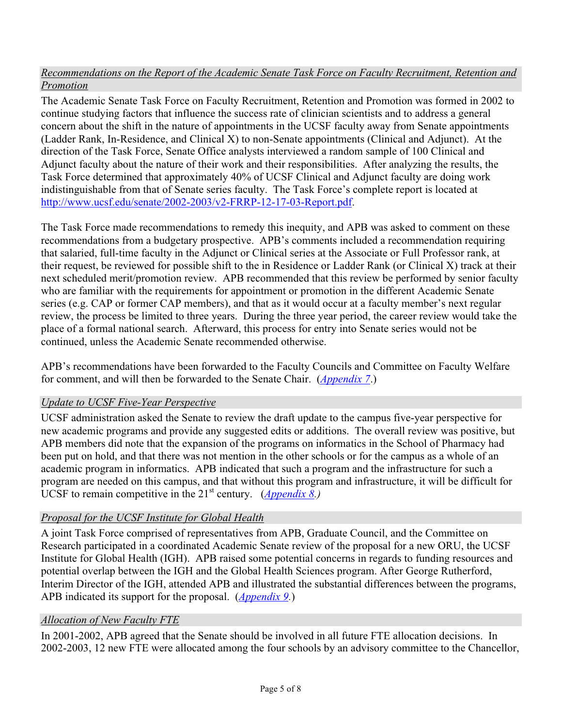*Recommendations on the Report of the Academic Senate Task Force on Faculty Recruitment, Retention and Promotion*

The Academic Senate Task Force on Faculty Recruitment, Retention and Promotion was formed in 2002 to continue studying factors that influence the success rate of clinician scientists and to address a general concern about the shift in the nature of appointments in the UCSF faculty away from Senate appointments (Ladder Rank, In-Residence, and Clinical X) to non-Senate appointments (Clinical and Adjunct). At the direction of the Task Force, Senate Office analysts interviewed a random sample of 100 Clinical and Adjunct faculty about the nature of their work and their responsibilities. After analyzing the results, the Task Force determined that approximately 40% of UCSF Clinical and Adjunct faculty are doing work indistinguishable from that of Senate series faculty. The Task Force's complete report is located at [http://www.ucsf.edu/senate/2002-2003/v2-FRRP-12-17-03-Report.pdf](http://www.ucsf.edu/senate/2002-2003/v2-FRRP-12-17-03-Report.pdf).

The Task Force made recommendations to remedy this inequity, and APB was asked to comment on these recommendations from a budgetary prospective. APB's comments included a recommendation requiring that salaried, full-time faculty in the Adjunct or Clinical series at the Associate or Full Professor rank, at their request, be reviewed for possible shift to the in Residence or Ladder Rank (or Clinical X) track at their next scheduled merit/promotion review. APB recommended that this review be performed by senior faculty who are familiar with the requirements for appointment or promotion in the different Academic Senate series (e.g. CAP or former CAP members), and that as it would occur at a faculty member's next regular review, the process be limited to three years. During the three year period, the career review would take the place of a formal national search. Afterward, this process for entry into Senate series would not be continued, unless the Academic Senate recommended otherwise.

APB's recommendations have been forwarded to the Faculty Councils and Committee on Faculty Welfare for comment, and will then be forwarded to the Senate Chair. (*Appendix 7*.)

*Update to UCSF Five-Year Perspective*

UCSF administration asked the Senate to review the draft update to the campus five-year perspective for new academic programs and provide any suggested edits or additions. The overall review was positive, but APB members did note that the expansion of the programs on informatics in the School of Pharmacy had been put on hold, and that there was not mention in the other schools or for the campus as a whole of an academic program in informatics. APB indicated that such a program and the infrastructure for such a program are needed on this campus, and that without this program and infrastructure, it will be difficult for UCSF to remain competitive in the 21st century. (*Appendix 8.)*

*Proposal for the UCSF Institute for Global Health*

A joint Task Force comprised of representatives from APB, Graduate Council, and the Committee on Research participated in a coordinated Academic Senate review of the proposal for a new ORU, the UCSF Institute for Global Health (IGH). APB raised some potential concerns in regards to funding resources and potential overlap between the IGH and the Global Health Sciences program. After George Rutherford, Interim Director of the IGH, attended APB and illustrated the substantial differences between the programs, APB indicated its support for the proposal. (*Appendix 9*.)

*Allocation of New Faculty FTE*

In 2001-2002, APB agreed that the Senate should be involved in all future FTE allocation decisions. In 2002-2003, 12 new FTE were allocated among the four schools by an advisory committee to the Chancellor,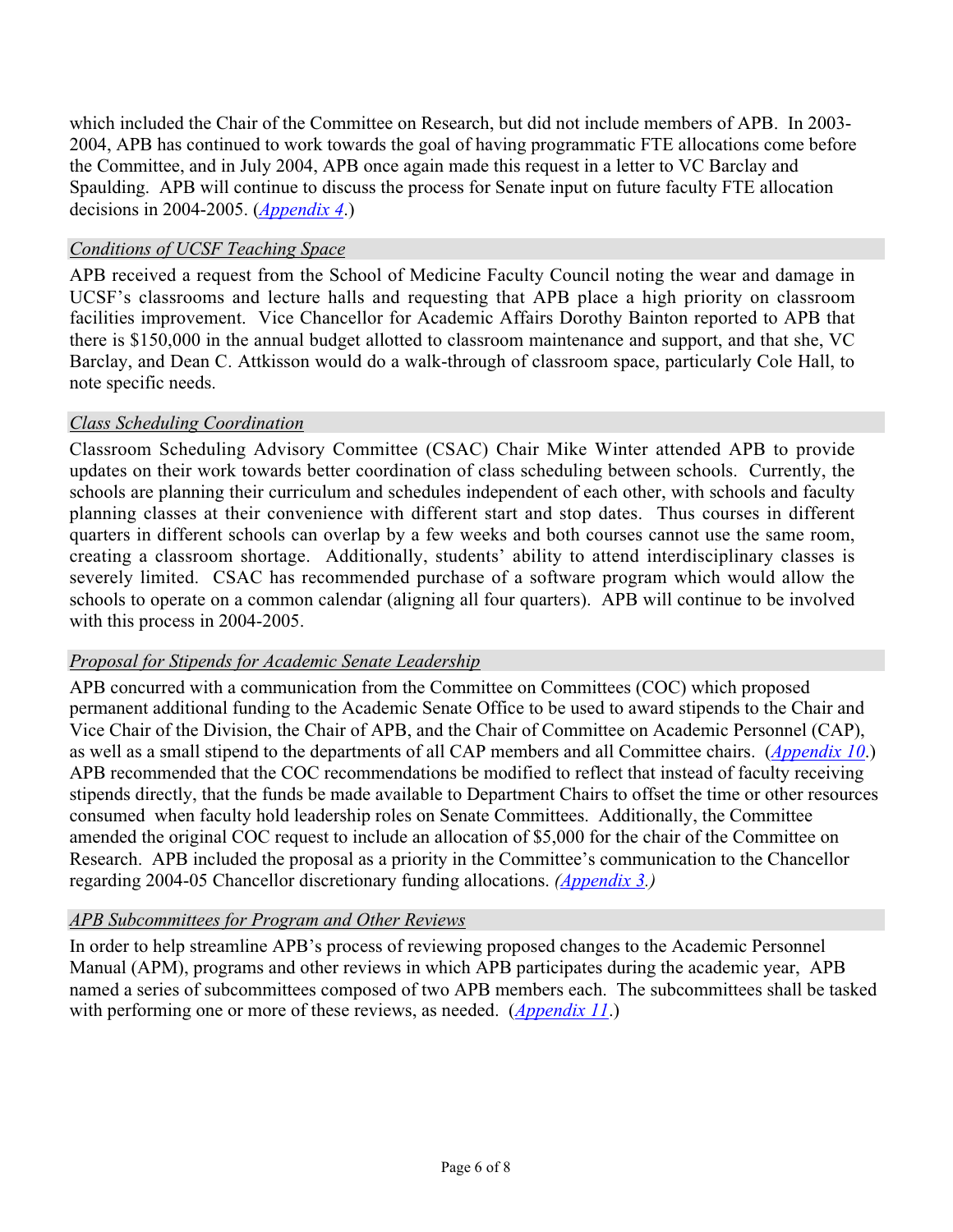which included the Chair of the Committee on Research, but did not include members of APB. In 2003-2004, APB has continued to work towards the goal of having programmatic FTE allocations come before the Committee, and in July 2004, APB once again made this request in a letter to VC Barclay and Spaulding. APB will continue to discuss the process for Senate input on future faculty FTE allocation decisions in 2004-2005. (*Appendix 4*.)

### *Conditions of UCSF Teaching Space*

APB received a request from the School of Medicine Faculty Council noting the wear and damage in UCSF's classrooms and lecture halls and requesting that APB place a high priority on classroom facilities improvement. Vice Chancellor for Academic Affairs Dorothy Bainton reported to APB that there is $150,000 in the annual budget allotted to classroom maintenance and support, and that she, VC Barclay, and Dean C. Attkisson would do a walk-through of classroom space, particularly Cole Hall, to note specific needs.

### *Class Scheduling Coordination*

Classroom Scheduling Advisory Committee (CSAC) Chair Mike Winter attended APB to provide updates on their work towards better coordination of class scheduling between schools. Currently, the schools are planning their curriculum and schedules independent of each other, with schools and faculty planning classes at their convenience with different start and stop dates. Thus courses in different quarters in different schools can overlap by a few weeks and both courses cannot use the same room, creating a classroom shortage. Additionally, students' ability to attend interdisciplinary classes is severely limited. CSAC has recommended purchase of a software program which would allow the schools to operate on a common calendar (aligning all four quarters). APB will continue to be involved with this process in 2004-2005.

### *Proposal for Stipends for Academic Senate Leadership*

APB concurred with a communication from the Committee on Committees (COC) which proposed permanent additional funding to the Academic Senate Office to be used to award stipends to the Chair and Vice Chair of the Division, the Chair of APB, and the Chair of Committee on Academic Personnel (CAP), as well as a small stipend to the departments of all CAP members and all Committee chairs. (*Appendix 10*.) APB recommended that the COC recommendations be modified to reflect that instead of faculty receiving stipends directly, that the funds be made available to Department Chairs to offset the time or other resources consumed when faculty hold leadership roles on Senate Committees. Additionally, the Committee amended the original COC request to include an allocation of $5,000 for the chair of the Committee on Research. APB included the proposal as a priority in the Committee's communication to the Chancellor regarding 2004-05 Chancellor discretionary funding allocations. *(Appendix 3.)*

### *APB Subcommittees for Program and Other Reviews*

In order to help streamline APB's process of reviewing proposed changes to the Academic Personnel Manual (APM), programs and other reviews in which APB participates during the academic year, APB named a series of subcommittees composed of two APB members each. The subcommittees shall be tasked with performing one or more of these reviews, as needed. (*Appendix 11*.)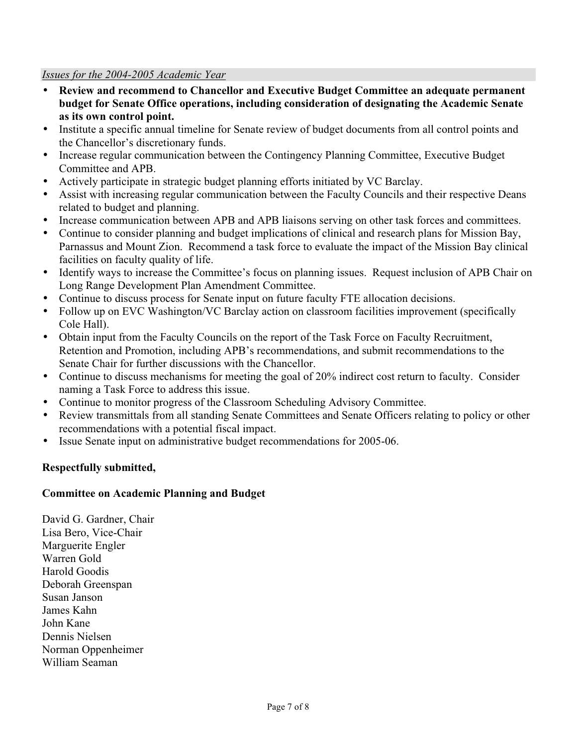*Issues for the 2004-2005 Academic Year*

- **Review and recommend to Chancellor and Executive Budget Committee an adequate permanent budget for Senate Office operations, including consideration of designating the Academic Senate as its own control point.**
- Institute a specific annual timeline for Senate review of budget documents from all control points and the Chancellor's discretionary funds.
- Increase regular communication between the Contingency Planning Committee, Executive Budget Committee and APB.
- Actively participate in strategic budget planning efforts initiated by VC Barclay.
- Assist with increasing regular communication between the Faculty Councils and their respective Deans related to budget and planning.
- Increase communication between APB and APB liaisons serving on other task forces and committees.
- Continue to consider planning and budget implications of clinical and research plans for Mission Bay, Parnassus and Mount Zion. Recommend a task force to evaluate the impact of the Mission Bay clinical facilities on faculty quality of life.
- Identify ways to increase the Committee's focus on planning issues. Request inclusion of APB Chair on Long Range Development Plan Amendment Committee.
- Continue to discuss process for Senate input on future faculty FTE allocation decisions.
- Follow up on EVC Washington/VC Barclay action on classroom facilities improvement (specifically Cole Hall).
- Obtain input from the Faculty Councils on the report of the Task Force on Faculty Recruitment, Retention and Promotion, including APB's recommendations, and submit recommendations to the Senate Chair for further discussions with the Chancellor.
- Continue to discuss mechanisms for meeting the goal of 20% indirect cost return to faculty. Consider naming a Task Force to address this issue.
- Continue to monitor progress of the Classroom Scheduling Advisory Committee.
- Review transmittals from all standing Senate Committees and Senate Officers relating to policy or other recommendations with a potential fiscal impact.
- Issue Senate input on administrative budget recommendations for 2005-06.

**Respectfully submitted,**

**Committee on Academic Planning and Budget**

David G. Gardner, Chair
Lisa Bero, Vice-Chair
Marguerite Engler
Warren Gold
Harold Goodis
Deborah Greenspan
Susan Janson
James Kahn
John Kane
Dennis Nielsen
Norman Oppenheimer
William Seaman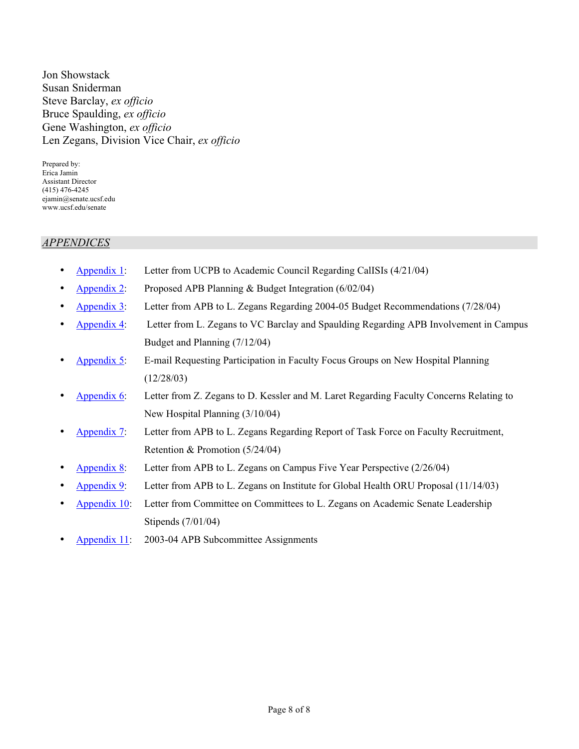Jon Showstack
Susan Sniderman
Steve Barclay, *ex officio*
Bruce Spaulding, *ex officio*
Gene Washington, *ex officio*
Len Zegans, Division Vice Chair, *ex officio*

Prepared by:
Erica Jamin
Assistant Director
(415) 476-4245
ejamin@senate.ucsf.edu
www.ucsf.edu/senate

## *APPENDICES*

- Appendix 1: Letter from UCPB to Academic Council Regarding CalISIs (4/21/04)
- Appendix 2: Proposed APB Planning & Budget Integration (6/02/04)
- Appendix 3: Letter from APB to L. Zegans Regarding 2004-05 Budget Recommendations (7/28/04)
- Appendix 4: Letter from L. Zegans to VC Barclay and Spaulding Regarding APB Involvement in Campus Budget and Planning (7/12/04)
- Appendix 5: E-mail Requesting Participation in Faculty Focus Groups on New Hospital Planning (12/28/03)
- Appendix 6: Letter from Z. Zegans to D. Kessler and M. Laret Regarding Faculty Concerns Relating to New Hospital Planning (3/10/04)
- Appendix 7: Letter from APB to L. Zegans Regarding Report of Task Force on Faculty Recruitment, Retention & Promotion (5/24/04)
- Appendix 8: Letter from APB to L. Zegans on Campus Five Year Perspective (2/26/04)
- Appendix 9: Letter from APB to L. Zegans on Institute for Global Health ORU Proposal (11/14/03)
- Appendix 10: Letter from Committee on Committees to L. Zegans on Academic Senate Leadership Stipends (7/01/04)
- Appendix 11: 2003-04 APB Subcommittee Assignments